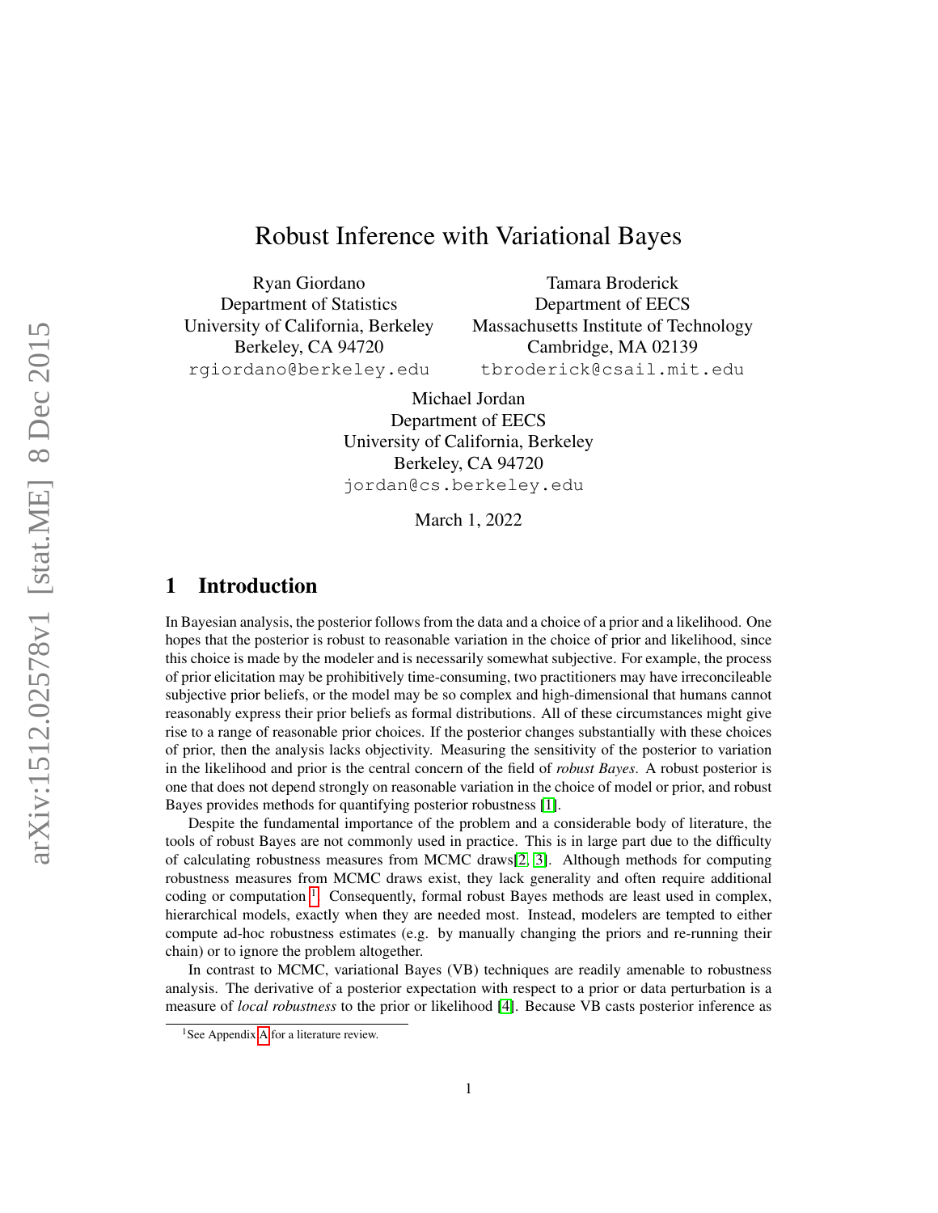# Robust Inference with Variational Bayes

Ryan Giordano
Department of Statistics
University of California, Berkeley
Berkeley, CA 94720
rgiordano@berkeley.edu

Tamara Broderick
Department of EECS
Massachusetts Institute of Technology
Cambridge, MA 02139
tbroderick@csail.mit.edu

Michael Jordan
Department of EECS
University of California, Berkeley
Berkeley, CA 94720
jordan@cs.berkeley.edu

March 1, 2022

## 1 Introduction

In Bayesian analysis, the posterior follows from the data and a choice of a prior and a likelihood. One hopes that the posterior is robust to reasonable variation in the choice of prior and likelihood, since this choice is made by the modeler and is necessarily somewhat subjective. For example, the process of prior elicitation may be prohibitively time-consuming, two practitioners may have irreconcileable subjective prior beliefs, or the model may be so complex and high-dimensional that humans cannot reasonably express their prior beliefs as formal distributions. All of these circumstances might give rise to a range of reasonable prior choices. If the posterior changes substantially with these choices of prior, then the analysis lacks objectivity. Measuring the sensitivity of the posterior to variation in the likelihood and prior is the central concern of the field of *robust Bayes*. A robust posterior is one that does not depend strongly on reasonable variation in the choice of model or prior, and robust Bayes provides methods for quantifying posterior robustness [1].

Despite the fundamental importance of the problem and a considerable body of literature, the tools of robust Bayes are not commonly used in practice. This is in large part due to the difficulty of calculating robustness measures from MCMC draws[2, 3]. Although methods for computing robustness measures from MCMC draws exist, they lack generality and often require additional coding or computation [1]. Consequently, formal robust Bayes methods are least used in complex, hierarchical models, exactly when they are needed most. Instead, modelers are tempted to either compute ad-hoc robustness estimates (e.g. by manually changing the priors and re-running their chain) or to ignore the problem altogether.

In contrast to MCMC, variational Bayes (VB) techniques are readily amenable to robustness analysis. The derivative of a posterior expectation with respect to a prior or data perturbation is a measure of *local robustness* to the prior or likelihood [4]. Because VB casts posterior inference as

[1] See Appendix A for a literature review.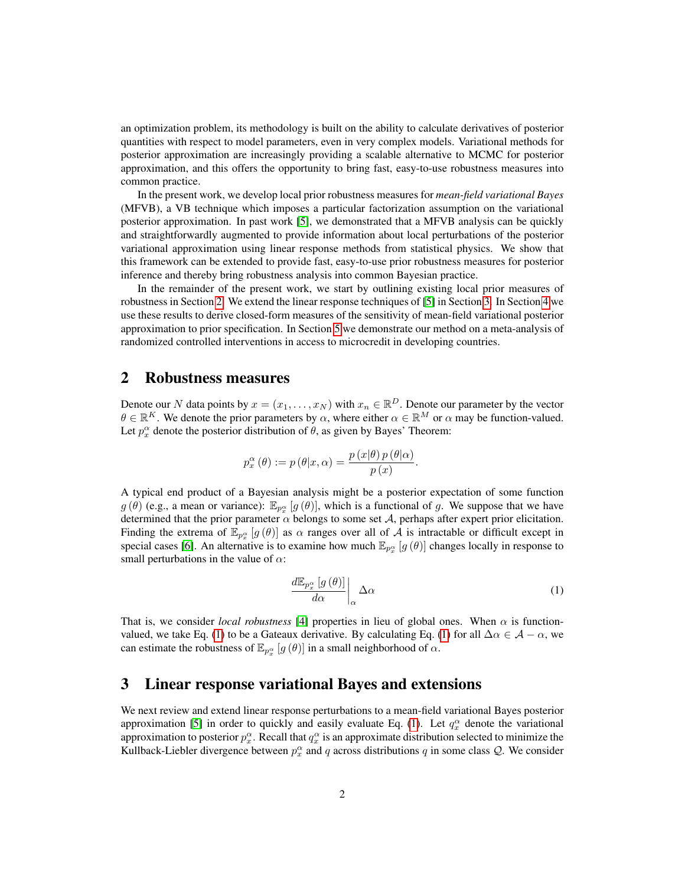an optimization problem, its methodology is built on the ability to calculate derivatives of posterior quantities with respect to model parameters, even in very complex models. Variational methods for posterior approximation are increasingly providing a scalable alternative to MCMC for posterior approximation, and this offers the opportunity to bring fast, easy-to-use robustness measures into common practice.

In the present work, we develop local prior robustness measures for *mean-field variational Bayes* (MFVB), a VB technique which imposes a particular factorization assumption on the variational posterior approximation. In past work [5], we demonstrated that a MFVB analysis can be quickly and straightforwardly augmented to provide information about local perturbations of the posterior variational approximation using linear response methods from statistical physics. We show that this framework can be extended to provide fast, easy-to-use prior robustness measures for posterior inference and thereby bring robustness analysis into common Bayesian practice.

In the remainder of the present work, we start by outlining existing local prior measures of robustness in Section 2. We extend the linear response techniques of [5] in Section 3. In Section 4 we use these results to derive closed-form measures of the sensitivity of mean-field variational posterior approximation to prior specification. In Section 5 we demonstrate our method on a meta-analysis of randomized controlled interventions in access to microcredit in developing countries.

## 2 Robustness measures

Denote our $N$ data points by $x = (x_1, \ldots, x_N)$ with $x_n \in \mathbb{R}^D$. Denote our parameter by the vector $\theta \in \mathbb{R}^K$. We denote the prior parameters by $\alpha$, where either $\alpha \in \mathbb{R}^M$ or $\alpha$ may be function-valued. Let $p_x^\alpha$ denote the posterior distribution of $\theta$, as given by Bayes' Theorem:

$$p_x^\alpha(\theta) := p(\theta|x, \alpha) = \frac{p(x|\theta)\, p(\theta|\alpha)}{p(x)}.$$

A typical end product of a Bayesian analysis might be a posterior expectation of some function $g(\theta)$ (e.g., a mean or variance): $\mathbb{E}_{p_x^\alpha}[g(\theta)]$, which is a functional of $g$. We suppose that we have determined that the prior parameter $\alpha$ belongs to some set $\mathcal{A}$, perhaps after expert prior elicitation. Finding the extrema of $\mathbb{E}_{p_x^\alpha}[g(\theta)]$ as $\alpha$ ranges over all of $\mathcal{A}$ is intractable or difficult except in special cases [6]. An alternative is to examine how much $\mathbb{E}_{p_x^\alpha}[g(\theta)]$ changes locally in response to small perturbations in the value of $\alpha$:

$$\left. \frac{d\mathbb{E}_{p_x^\alpha}[g(\theta)]}{d\alpha} \right|_\alpha \Delta\alpha \tag{1}$$

That is, we consider *local robustness* [4] properties in lieu of global ones. When $\alpha$ is function-valued, we take Eq. (1) to be a Gateaux derivative. By calculating Eq. (1) for all $\Delta\alpha \in \mathcal{A} - \alpha$, we can estimate the robustness of $\mathbb{E}_{p_x^\alpha}[g(\theta)]$ in a small neighborhood of $\alpha$.

## 3 Linear response variational Bayes and extensions

We next review and extend linear response perturbations to a mean-field variational Bayes posterior approximation [5] in order to quickly and easily evaluate Eq. (1). Let $q_x^\alpha$ denote the variational approximation to posterior $p_x^\alpha$. Recall that $q_x^\alpha$ is an approximate distribution selected to minimize the Kullback-Liebler divergence between $p_x^\alpha$ and $q$ across distributions $q$ in some class $\mathcal{Q}$. We consider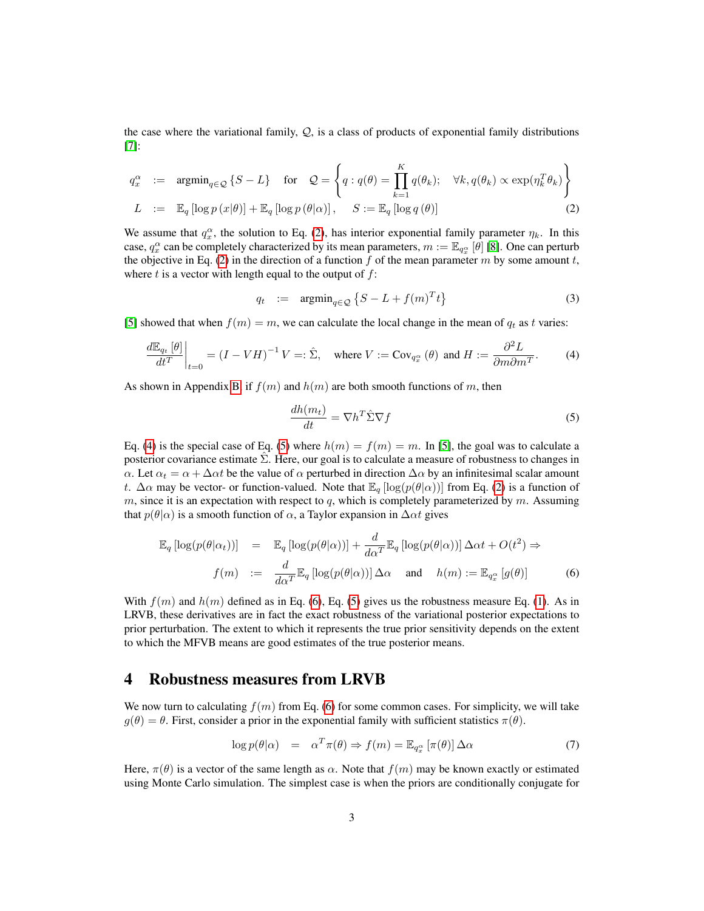the case where the variational family, $\mathcal{Q}$, is a class of products of exponential family distributions [7]:

$$
\begin{aligned}
q_x^\alpha \quad &:= \quad \text{argmin}_{q \in \mathcal{Q}} \{S - L\} \quad \text{for} \quad \mathcal{Q} = \left\{ q : q(\theta) = \prod_{k=1}^{K} q(\theta_k); \quad \forall k, q(\theta_k) \propto \exp(\eta_k^T \theta_k) \right\} \\
L \quad &:= \quad \mathbb{E}_q \left[\log p\left(x|\theta\right)\right] + \mathbb{E}_q \left[\log p\left(\theta|\alpha\right)\right], \qquad S := \mathbb{E}_q \left[\log q\left(\theta\right)\right]
\end{aligned} \tag{2}
$$

We assume that $q_x^\alpha$, the solution to Eq. (2), has interior exponential family parameter $\eta_k$. In this case, $q_x^\alpha$ can be completely characterized by its mean parameters, $m := \mathbb{E}_{q_x^\alpha}[\theta]$ [8]. One can perturb the objective in Eq. (2) in the direction of a function $f$ of the mean parameter $m$ by some amount $t$, where $t$ is a vector with length equal to the output of $f$:

$$
q_t \quad := \quad \text{argmin}_{q \in \mathcal{Q}} \left\{ S - L + f(m)^T t \right\} \tag{3}
$$

[5] showed that when $f(m) = m$, we can calculate the local change in the mean of $q_t$ as $t$ varies:

$$
\left. \frac{d\mathbb{E}_{q_t}[\theta]}{dt^T} \right|_{t=0} = \left(I - VH\right)^{-1} V =: \hat{\Sigma}, \quad \text{where } V := \text{Cov}_{q_x^\alpha}(\theta) \text{ and } H := \frac{\partial^2 L}{\partial m \partial m^T}. \tag{4}
$$

As shown in Appendix B, if $f(m)$ and $h(m)$ are both smooth functions of $m$, then

$$
\frac{dh(m_t)}{dt} = \nabla h^T \hat{\Sigma} \nabla f \tag{5}
$$

Eq. (4) is the special case of Eq. (5) where $h(m) = f(m) = m$. In [5], the goal was to calculate a posterior covariance estimate $\hat{\Sigma}$. Here, our goal is to calculate a measure of robustness to changes in $\alpha$. Let $\alpha_t = \alpha + \Delta\alpha t$ be the value of $\alpha$ perturbed in direction $\Delta\alpha$ by an infinitesimal scalar amount $t$. $\Delta\alpha$ may be vector- or function-valued. Note that $\mathbb{E}_q[\log(p(\theta|\alpha))]$ from Eq. (2) is a function of $m$, since it is an expectation with respect to $q$, which is completely parameterized by $m$. Assuming that $p(\theta|\alpha)$ is a smooth function of $\alpha$, a Taylor expansion in $\Delta\alpha t$ gives

$$
\begin{aligned}
\mathbb{E}_q\left[\log(p(\theta|\alpha_t))\right] \quad &= \quad \mathbb{E}_q\left[\log(p(\theta|\alpha))\right] + \frac{d}{d\alpha^T}\mathbb{E}_q\left[\log(p(\theta|\alpha))\right] \Delta\alpha t + O(t^2) \Rightarrow \\
f(m) \quad &:= \quad \frac{d}{d\alpha^T}\mathbb{E}_q\left[\log(p(\theta|\alpha))\right] \Delta\alpha \quad \text{and} \quad h(m) := \mathbb{E}_{q_x^\alpha}\left[g(\theta)\right]
\end{aligned} \tag{6}
$$

With $f(m)$ and $h(m)$ defined as in Eq. (6), Eq. (5) gives us the robustness measure Eq. (1). As in LRVB, these derivatives are in fact the exact robustness of the variational posterior expectations to prior perturbation. The extent to which it represents the true prior sensitivity depends on the extent to which the MFVB means are good estimates of the true posterior means.

## 4 Robustness measures from LRVB

We now turn to calculating $f(m)$ from Eq. (6) for some common cases. For simplicity, we will take $g(\theta) = \theta$. First, consider a prior in the exponential family with sufficient statistics $\pi(\theta)$.

$$
\log p(\theta|\alpha) \quad = \quad \alpha^T \pi(\theta) \Rightarrow f(m) = \mathbb{E}_{q_x^\alpha}\left[\pi(\theta)\right] \Delta\alpha \tag{7}
$$

Here, $\pi(\theta)$ is a vector of the same length as $\alpha$. Note that $f(m)$ may be known exactly or estimated using Monte Carlo simulation. The simplest case is when the priors are conditionally conjugate for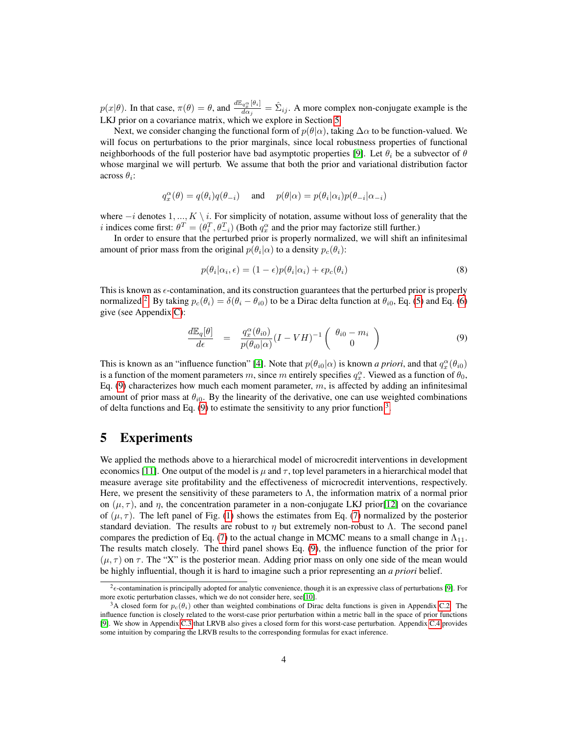$p(x|\theta)$. In that case, $\pi(\theta) = \theta$, and $\frac{d\mathbb{E}_{q_x^\alpha}[\theta_i]}{d\alpha_j} = \hat{\Sigma}_{ij}$. A more complex non-conjugate example is the LKJ prior on a covariance matrix, which we explore in Section 5.

Next, we consider changing the functional form of $p(\theta|\alpha)$, taking $\Delta\alpha$ to be function-valued. We will focus on perturbations to the prior marginals, since local robustness properties of functional neighborhoods of the full posterior have bad asymptotic properties [9]. Let $\theta_i$ be a subvector of $\theta$ whose marginal we will perturb. We assume that both the prior and variational distribution factor across $\theta_i$:

$$q_x^\alpha(\theta) = q(\theta_i)q(\theta_{-i}) \quad \text{and} \quad p(\theta|\alpha) = p(\theta_i|\alpha_i)p(\theta_{-i}|\alpha_{-i})$$

where $-i$ denotes $1, ..., K \setminus i$. For simplicity of notation, assume without loss of generality that the $i$ indices come first: $\theta^T = (\theta_i^T, \theta_{-i}^T)$ (Both $q_x^\alpha$ and the prior may factorize still further.)

In order to ensure that the perturbed prior is properly normalized, we will shift an infinitesimal amount of prior mass from the original $p(\theta_i|\alpha)$ to a density $p_c(\theta_i)$:

$$p(\theta_i|\alpha_i, \epsilon) = (1-\epsilon)p(\theta_i|\alpha_i) + \epsilon p_c(\theta_i) \tag{8}$$

This is known as $\epsilon$-contamination, and its construction guarantees that the perturbed prior is properly normalized.[2] By taking $p_c(\theta_i) = \delta(\theta_i - \theta_{i0})$ to be a Dirac delta function at $\theta_{i0}$, Eq. (5) and Eq. (6) give (see Appendix C):

$$\frac{d\mathbb{E}_q[\theta]}{d\epsilon} \quad = \quad \frac{q_x^\alpha(\theta_{i0})}{p(\theta_{i0}|\alpha)}(I - VH)^{-1}\begin{pmatrix} \theta_{i0} - m_i \\ 0 \end{pmatrix} \tag{9}$$

This is known as an "influence function" [4]. Note that $p(\theta_{i0}|\alpha)$ is known *a priori*, and that $q_x^\alpha(\theta_{i0})$ is a function of the moment parameters $m$, since $m$ entirely specifies $q_x^\alpha$. Viewed as a function of $\theta_0$, Eq. (9) characterizes how much each moment parameter, $m$, is affected by adding an infinitesimal amount of prior mass at $\theta_{i0}$. By the linearity of the derivative, one can use weighted combinations of delta functions and Eq. (9) to estimate the sensitivity to any prior function.[3]

# 5 Experiments

We applied the methods above to a hierarchical model of microcredit interventions in development economics [11]. One output of the model is $\mu$ and $\tau$, top level parameters in a hierarchical model that measure average site profitability and the effectiveness of microcredit interventions, respectively. Here, we present the sensitivity of these parameters to $\Lambda$, the information matrix of a normal prior on $(\mu, \tau)$, and $\eta$, the concentration parameter in a non-conjugate LKJ prior[12] on the covariance of $(\mu, \tau)$. The left panel of Fig. (1) shows the estimates from Eq. (7) normalized by the posterior standard deviation. The results are robust to $\eta$ but extremely non-robust to $\Lambda$. The second panel compares the prediction of Eq. (7) to the actual change in MCMC means to a small change in $\Lambda_{11}$. The results match closely. The third panel shows Eq. (9), the influence function of the prior for $(\mu, \tau)$ on $\tau$. The "X" is the posterior mean. Adding prior mass on only one side of the mean would be highly influential, though it is hard to imagine such a prior representing an *a priori* belief.

---

[2] $\epsilon$-contamination is principally adopted for analytic convenience, though it is an expressive class of perturbations [9]. For more exotic perturbation classes, which we do not consider here, see[10].

[3] A closed form for $p_c(\theta_i)$ other than weighted combinations of Dirac delta functions is given in Appendix C.2. The influence function is closely related to the worst-case prior perturbation within a metric ball in the space of prior functions [9]. We show in Appendix C.3 that LRVB also gives a closed form for this worst-case perturbation. Appendix C.4 provides some intuition by comparing the LRVB results to the corresponding formulas for exact inference.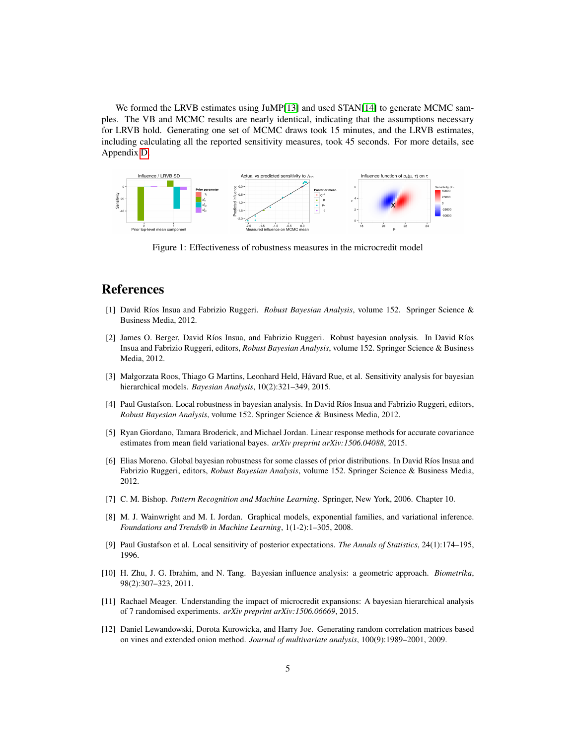We formed the LRVB estimates using JuMP[13] and used STAN[14] to generate MCMC samples. The VB and MCMC results are nearly identical, indicating that the assumptions necessary for LRVB hold. Generating one set of MCMC draws took 15 minutes, and the LRVB estimates, including calculating all the reported sensitivity measures, took 45 seconds. For more details, see Appendix D.

Influence / LRVB SD

Sensitivity

0

-20

-40

μ

τ

Prior top-level mean component

Prior parameter

η

$\Lambda^{\mu}_{11}$

$\Lambda^{\mu}_{12}$

$\Lambda^{\mu}_{22}$

Actual vs predicted sensitivity to $\Lambda_{11}$

Predicted influence

0.0

-0.5

-1.0

-1.5

-2.0

-2.0

-1.5

-1.0

-0.5

0.0

Measured influence on MCMC mean

Posterior mean

$C^{-1}$

μ

$\mu_k$

τ

Influence function of $p_0(\mu, \tau)$ on τ

τ

6

4

2

0

18

20

22

24

μ

Sensitivity of τ

50000

25000

0

-25000

-50000

Figure 1: Effectiveness of robustness measures in the microcredit model

## References

[1] David Ríos Insua and Fabrizio Ruggeri. *Robust Bayesian Analysis*, volume 152. Springer Science & Business Media, 2012.

[2] James O. Berger, David Ríos Insua, and Fabrizio Ruggeri. Robust bayesian analysis. In David Ríos Insua and Fabrizio Ruggeri, editors, *Robust Bayesian Analysis*, volume 152. Springer Science & Business Media, 2012.

[3] Małgorzata Roos, Thiago G Martins, Leonhard Held, Håvard Rue, et al. Sensitivity analysis for bayesian hierarchical models. *Bayesian Analysis*, 10(2):321–349, 2015.

[4] Paul Gustafson. Local robustness in bayesian analysis. In David Ríos Insua and Fabrizio Ruggeri, editors, *Robust Bayesian Analysis*, volume 152. Springer Science & Business Media, 2012.

[5] Ryan Giordano, Tamara Broderick, and Michael Jordan. Linear response methods for accurate covariance estimates from mean field variational bayes. *arXiv preprint arXiv:1506.04088*, 2015.

[6] Elias Moreno. Global bayesian robustness for some classes of prior distributions. In David Ríos Insua and Fabrizio Ruggeri, editors, *Robust Bayesian Analysis*, volume 152. Springer Science & Business Media, 2012.

[7] C. M. Bishop. *Pattern Recognition and Machine Learning*. Springer, New York, 2006. Chapter 10.

[8] M. J. Wainwright and M. I. Jordan. Graphical models, exponential families, and variational inference. *Foundations and Trends® in Machine Learning*, 1(1-2):1–305, 2008.

[9] Paul Gustafson et al. Local sensitivity of posterior expectations. *The Annals of Statistics*, 24(1):174–195, 1996.

[10] H. Zhu, J. G. Ibrahim, and N. Tang. Bayesian influence analysis: a geometric approach. *Biometrika*, 98(2):307–323, 2011.

[11] Rachael Meager. Understanding the impact of microcredit expansions: A bayesian hierarchical analysis of 7 randomised experiments. *arXiv preprint arXiv:1506.06669*, 2015.

[12] Daniel Lewandowski, Dorota Kurowicka, and Harry Joe. Generating random correlation matrices based on vines and extended onion method. *Journal of multivariate analysis*, 100(9):1989–2001, 2009.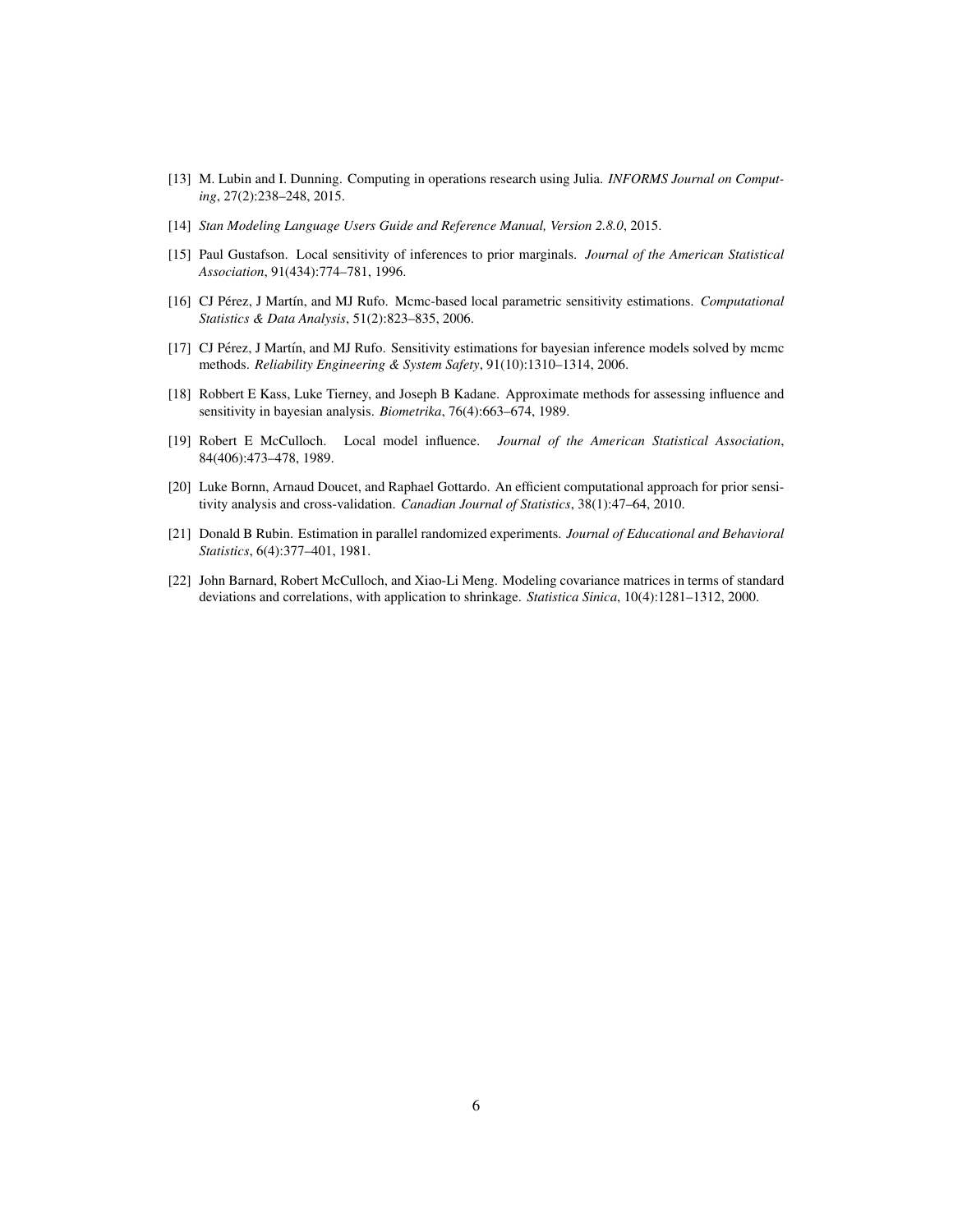[13] M. Lubin and I. Dunning. Computing in operations research using Julia. *INFORMS Journal on Computing*, 27(2):238–248, 2015.

[14] *Stan Modeling Language Users Guide and Reference Manual, Version 2.8.0*, 2015.

[15] Paul Gustafson. Local sensitivity of inferences to prior marginals. *Journal of the American Statistical Association*, 91(434):774–781, 1996.

[16] CJ Pérez, J Martín, and MJ Rufo. Mcmc-based local parametric sensitivity estimations. *Computational Statistics & Data Analysis*, 51(2):823–835, 2006.

[17] CJ Pérez, J Martín, and MJ Rufo. Sensitivity estimations for bayesian inference models solved by mcmc methods. *Reliability Engineering & System Safety*, 91(10):1310–1314, 2006.

[18] Robbert E Kass, Luke Tierney, and Joseph B Kadane. Approximate methods for assessing influence and sensitivity in bayesian analysis. *Biometrika*, 76(4):663–674, 1989.

[19] Robert E McCulloch. Local model influence. *Journal of the American Statistical Association*, 84(406):473–478, 1989.

[20] Luke Bornn, Arnaud Doucet, and Raphael Gottardo. An efficient computational approach for prior sensitivity analysis and cross-validation. *Canadian Journal of Statistics*, 38(1):47–64, 2010.

[21] Donald B Rubin. Estimation in parallel randomized experiments. *Journal of Educational and Behavioral Statistics*, 6(4):377–401, 1981.

[22] John Barnard, Robert McCulloch, and Xiao-Li Meng. Modeling covariance matrices in terms of standard deviations and correlations, with application to shrinkage. *Statistica Sinica*, 10(4):1281–1312, 2000.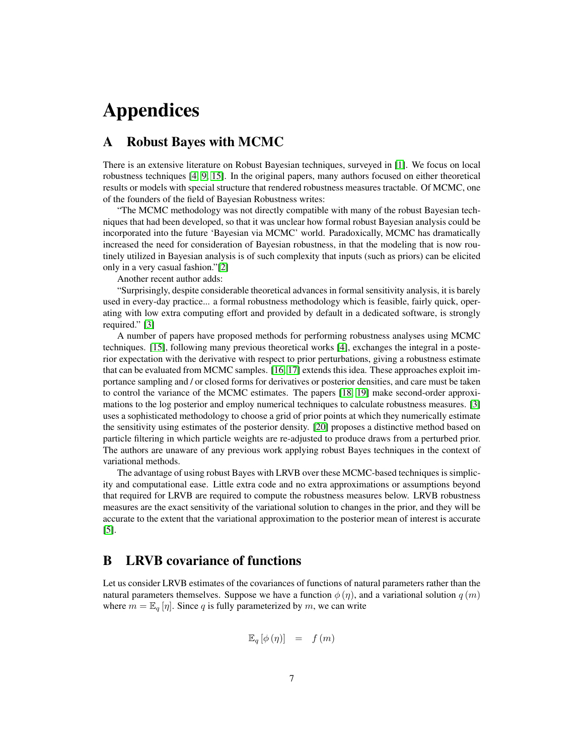# Appendices

## A Robust Bayes with MCMC

There is an extensive literature on Robust Bayesian techniques, surveyed in [1]. We focus on local robustness techniques [4, 9, 15]. In the original papers, many authors focused on either theoretical results or models with special structure that rendered robustness measures tractable. Of MCMC, one of the founders of the field of Bayesian Robustness writes:

"The MCMC methodology was not directly compatible with many of the robust Bayesian techniques that had been developed, so that it was unclear how formal robust Bayesian analysis could be incorporated into the future 'Bayesian via MCMC' world. Paradoxically, MCMC has dramatically increased the need for consideration of Bayesian robustness, in that the modeling that is now routinely utilized in Bayesian analysis is of such complexity that inputs (such as priors) can be elicited only in a very casual fashion."[2]

Another recent author adds:

"Surprisingly, despite considerable theoretical advances in formal sensitivity analysis, it is barely used in every-day practice... a formal robustness methodology which is feasible, fairly quick, operating with low extra computing effort and provided by default in a dedicated software, is strongly required." [3]

A number of papers have proposed methods for performing robustness analyses using MCMC techniques. [15], following many previous theoretical works [4], exchanges the integral in a posterior expectation with the derivative with respect to prior perturbations, giving a robustness estimate that can be evaluated from MCMC samples. [16, 17] extends this idea. These approaches exploit importance sampling and / or closed forms for derivatives or posterior densities, and care must be taken to control the variance of the MCMC estimates. The papers [18, 19] make second-order approximations to the log posterior and employ numerical techniques to calculate robustness measures. [3] uses a sophisticated methodology to choose a grid of prior points at which they numerically estimate the sensitivity using estimates of the posterior density. [20] proposes a distinctive method based on particle filtering in which particle weights are re-adjusted to produce draws from a perturbed prior. The authors are unaware of any previous work applying robust Bayes techniques in the context of variational methods.

The advantage of using robust Bayes with LRVB over these MCMC-based techniques is simplicity and computational ease. Little extra code and no extra approximations or assumptions beyond that required for LRVB are required to compute the robustness measures below. LRVB robustness measures are the exact sensitivity of the variational solution to changes in the prior, and they will be accurate to the extent that the variational approximation to the posterior mean of interest is accurate [5].

## B LRVB covariance of functions

Let us consider LRVB estimates of the covariances of functions of natural parameters rather than the natural parameters themselves. Suppose we have a function $\phi(\eta)$, and a variational solution $q(m)$ where $m = \mathbb{E}_q[\eta]$. Since $q$ is fully parameterized by $m$, we can write

$$\mathbb{E}_q[\phi(\eta)] = f(m)$$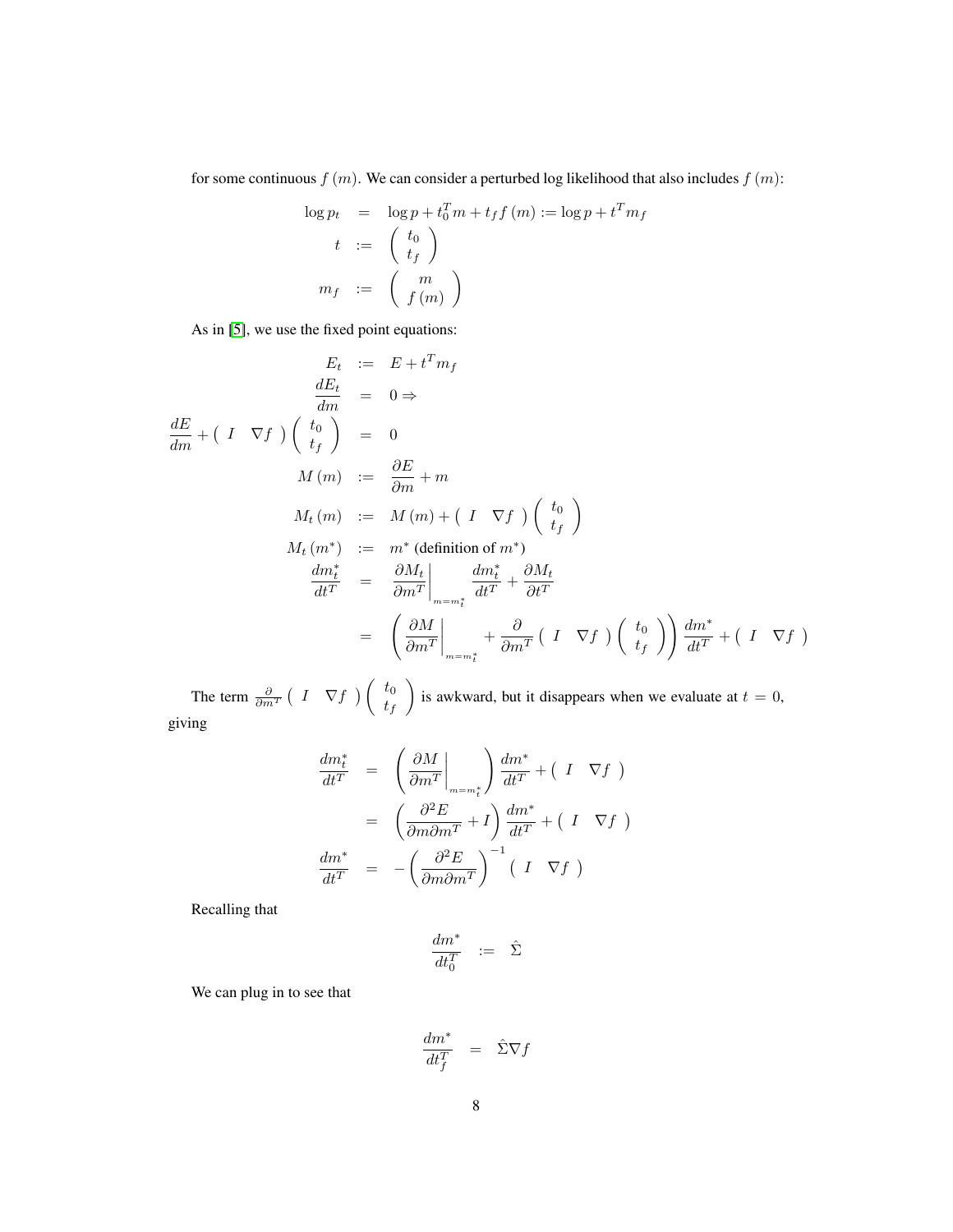for some continuous $f(m)$. We can consider a perturbed log likelihood that also includes $f(m)$:

$$
\begin{aligned}
\log p_t &= \log p + t_0^T m + t_f f(m) := \log p + t^T m_f \\
t &:= \begin{pmatrix} t_0 \\ t_f \end{pmatrix} \\
m_f &:= \begin{pmatrix} m \\ f(m) \end{pmatrix}
\end{aligned}
$$

As in [5], we use the fixed point equations:

$$
\begin{aligned}
E_t &:= E + t^T m_f \\
\frac{dE_t}{dm} &= 0 \Rightarrow \\
\frac{dE}{dm} + \begin{pmatrix} I & \nabla f \end{pmatrix} \begin{pmatrix} t_0 \\ t_f \end{pmatrix} &= 0 \\
M(m) &:= \frac{\partial E}{\partial m} + m \\
M_t(m) &:= M(m) + \begin{pmatrix} I & \nabla f \end{pmatrix} \begin{pmatrix} t_0 \\ t_f \end{pmatrix} \\
M_t(m^*) &:= m^* \text{ (definition of } m^*\text{)} \\
\frac{dm_t^*}{dt^T} &= \left.\frac{\partial M_t}{\partial m^T}\right|_{m=m_t^*} \frac{dm_t^*}{dt^T} + \frac{\partial M_t}{\partial t^T} \\
&= \left( \left.\frac{\partial M}{\partial m^T}\right|_{m=m_t^*} + \frac{\partial}{\partial m^T} \begin{pmatrix} I & \nabla f \end{pmatrix} \begin{pmatrix} t_0 \\ t_f \end{pmatrix} \right) \frac{dm^*}{dt^T} + \begin{pmatrix} I & \nabla f \end{pmatrix}
\end{aligned}
$$

The term $\frac{\partial}{\partial m^T} \begin{pmatrix} I & \nabla f \end{pmatrix} \begin{pmatrix} t_0 \\ t_f \end{pmatrix}$ is awkward, but it disappears when we evaluate at $t = 0$, giving

$$
\begin{aligned}
\frac{dm_t^*}{dt^T} &= \left( \left.\frac{\partial M}{\partial m^T}\right|_{m=m_t^*} \right) \frac{dm^*}{dt^T} + \begin{pmatrix} I & \nabla f \end{pmatrix} \\
&= \left( \frac{\partial^2 E}{\partial m \partial m^T} + I \right) \frac{dm^*}{dt^T} + \begin{pmatrix} I & \nabla f \end{pmatrix} \\
\frac{dm^*}{dt^T} &= -\left( \frac{\partial^2 E}{\partial m \partial m^T} \right)^{-1} \begin{pmatrix} I & \nabla f \end{pmatrix}
\end{aligned}
$$

Recalling that

$$
\frac{dm^*}{dt_0^T} := \hat{\Sigma}
$$

We can plug in to see that

$$
\frac{dm^*}{dt_f^T} = \hat{\Sigma} \nabla f
$$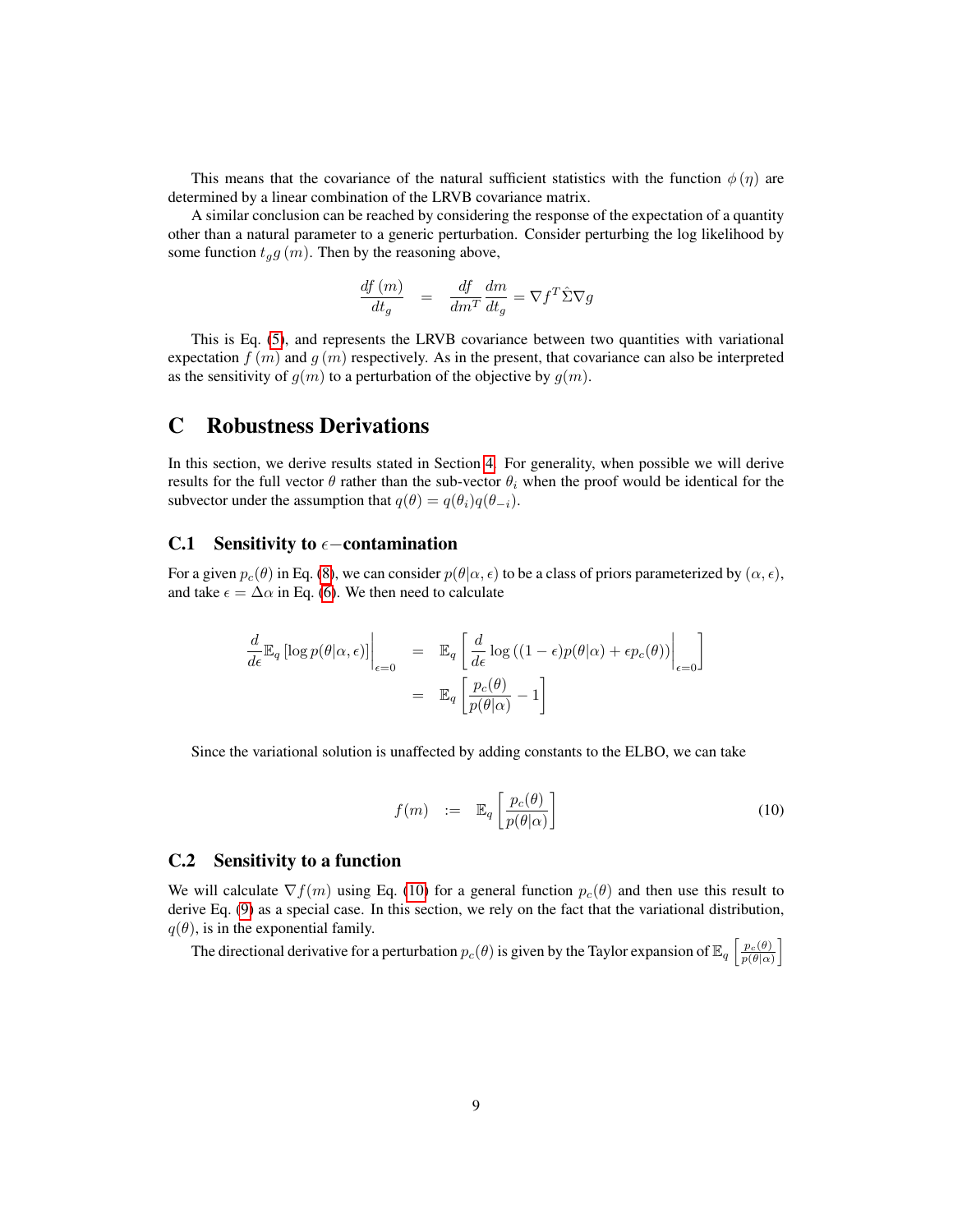This means that the covariance of the natural sufficient statistics with the function $\phi(\eta)$ are determined by a linear combination of the LRVB covariance matrix.

A similar conclusion can be reached by considering the response of the expectation of a quantity other than a natural parameter to a generic perturbation. Consider perturbing the log likelihood by some function $t_g g(m)$. Then by the reasoning above,

$$
\frac{df(m)}{dt_g} = \frac{df}{dm^T}\frac{dm}{dt_g} = \nabla f^T \hat{\Sigma} \nabla g
$$

This is Eq. (5), and represents the LRVB covariance between two quantities with variational expectation $f(m)$ and $g(m)$ respectively. As in the present, that covariance can also be interpreted as the sensitivity of $g(m)$ to a perturbation of the objective by $g(m)$.

# C Robustness Derivations

In this section, we derive results stated in Section 4. For generality, when possible we will derive results for the full vector $\theta$ rather than the sub-vector $\theta_i$ when the proof would be identical for the subvector under the assumption that $q(\theta) = q(\theta_i)q(\theta_{-i})$.

## C.1 Sensitivity to $\epsilon-$contamination

For a given $p_c(\theta)$ in Eq. (8), we can consider $p(\theta|\alpha, \epsilon)$ to be a class of priors parameterized by $(\alpha, \epsilon)$, and take $\epsilon = \Delta\alpha$ in Eq. (6). We then need to calculate

$$
\begin{aligned}
\left.\frac{d}{d\epsilon}\mathbb{E}_q\left[\log p(\theta|\alpha,\epsilon)\right]\right|_{\epsilon=0} &= \mathbb{E}_q\left[\left.\frac{d}{d\epsilon}\log\left((1-\epsilon)p(\theta|\alpha)+\epsilon p_c(\theta)\right)\right|_{\epsilon=0}\right] \\
&= \mathbb{E}_q\left[\frac{p_c(\theta)}{p(\theta|\alpha)}-1\right]
\end{aligned}
$$

Since the variational solution is unaffected by adding constants to the ELBO, we can take

$$
f(m) := \mathbb{E}_q\left[\frac{p_c(\theta)}{p(\theta|\alpha)}\right] \tag{10}
$$

## C.2 Sensitivity to a function

We will calculate $\nabla f(m)$ using Eq. (10) for a general function $p_c(\theta)$ and then use this result to derive Eq. (9) as a special case. In this section, we rely on the fact that the variational distribution, $q(\theta)$, is in the exponential family.

The directional derivative for a perturbation $p_c(\theta)$ is given by the Taylor expansion of $\mathbb{E}_q\left[\frac{p_c(\theta)}{p(\theta|\alpha)}\right]$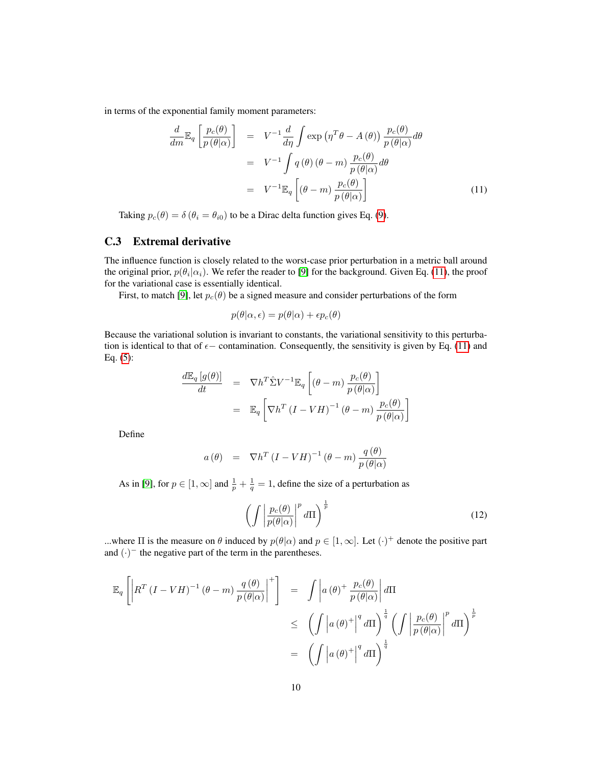in terms of the exponential family moment parameters:

$$
\begin{aligned}
\frac{d}{dm}\mathbb{E}_q\left[\frac{p_c(\theta)}{p(\theta|\alpha)}\right] &= V^{-1}\frac{d}{d\eta}\int \exp\left(\eta^T\theta - A(\theta)\right)\frac{p_c(\theta)}{p(\theta|\alpha)}d\theta \\
&= V^{-1}\int q(\theta)(\theta - m)\frac{p_c(\theta)}{p(\theta|\alpha)}d\theta \\
&= V^{-1}\mathbb{E}_q\left[(\theta - m)\frac{p_c(\theta)}{p(\theta|\alpha)}\right] \qquad (11)
\end{aligned}
$$

Taking $p_c(\theta) = \delta(\theta_i = \theta_{i0})$ to be a Dirac delta function gives Eq. (9).

## C.3 Extremal derivative

The influence function is closely related to the worst-case prior perturbation in a metric ball around the original prior, $p(\theta_i|\alpha_i)$. We refer the reader to [9] for the background. Given Eq. (11), the proof for the variational case is essentially identical.

First, to match [9], let $p_c(\theta)$ be a signed measure and consider perturbations of the form

$$
p(\theta|\alpha, \epsilon) = p(\theta|\alpha) + \epsilon p_c(\theta)
$$

Because the variational solution is invariant to constants, the variational sensitivity to this perturbation is identical to that of $\epsilon-$ contamination. Consequently, the sensitivity is given by Eq. (11) and Eq. (5):

$$
\begin{aligned}
\frac{d\mathbb{E}_q[g(\theta)]}{dt} &= \nabla h^T \hat{\Sigma} V^{-1}\mathbb{E}_q\left[(\theta - m)\frac{p_c(\theta)}{p(\theta|\alpha)}\right] \\
&= \mathbb{E}_q\left[\nabla h^T (I - VH)^{-1}(\theta - m)\frac{p_c(\theta)}{p(\theta|\alpha)}\right]
\end{aligned}
$$

Define

$$
a(\theta) = \nabla h^T (I - VH)^{-1}(\theta - m)\frac{q(\theta)}{p(\theta|\alpha)}
$$

As in [9], for $p \in [1, \infty]$ and $\frac{1}{p} + \frac{1}{q} = 1$, define the size of a perturbation as

$$
\left(\int \left|\frac{p_c(\theta)}{p(\theta|\alpha)}\right|^p d\Pi\right)^{\frac{1}{p}} \qquad (12)
$$

...where $\Pi$ is the measure on $\theta$ induced by $p(\theta|\alpha)$ and $p \in [1, \infty]$. Let $(\cdot)^+$ denote the positive part and $(\cdot)^-$ the negative part of the term in the parentheses.

$$
\begin{aligned}
\mathbb{E}_q\left[\left|R^T (I - VH)^{-1}(\theta - m)\frac{q(\theta)}{p(\theta|\alpha)}\right|^+\right] &= \int \left|a(\theta)^+ \frac{p_c(\theta)}{p(\theta|\alpha)}\right| d\Pi \\
&\leq \left(\int \left|a(\theta)^+\right|^q d\Pi\right)^{\frac{1}{q}} \left(\int \left|\frac{p_c(\theta)}{p(\theta|\alpha)}\right|^p d\Pi\right)^{\frac{1}{p}} \\
&= \left(\int \left|a(\theta)^+\right|^q d\Pi\right)^{\frac{1}{q}}
\end{aligned}
$$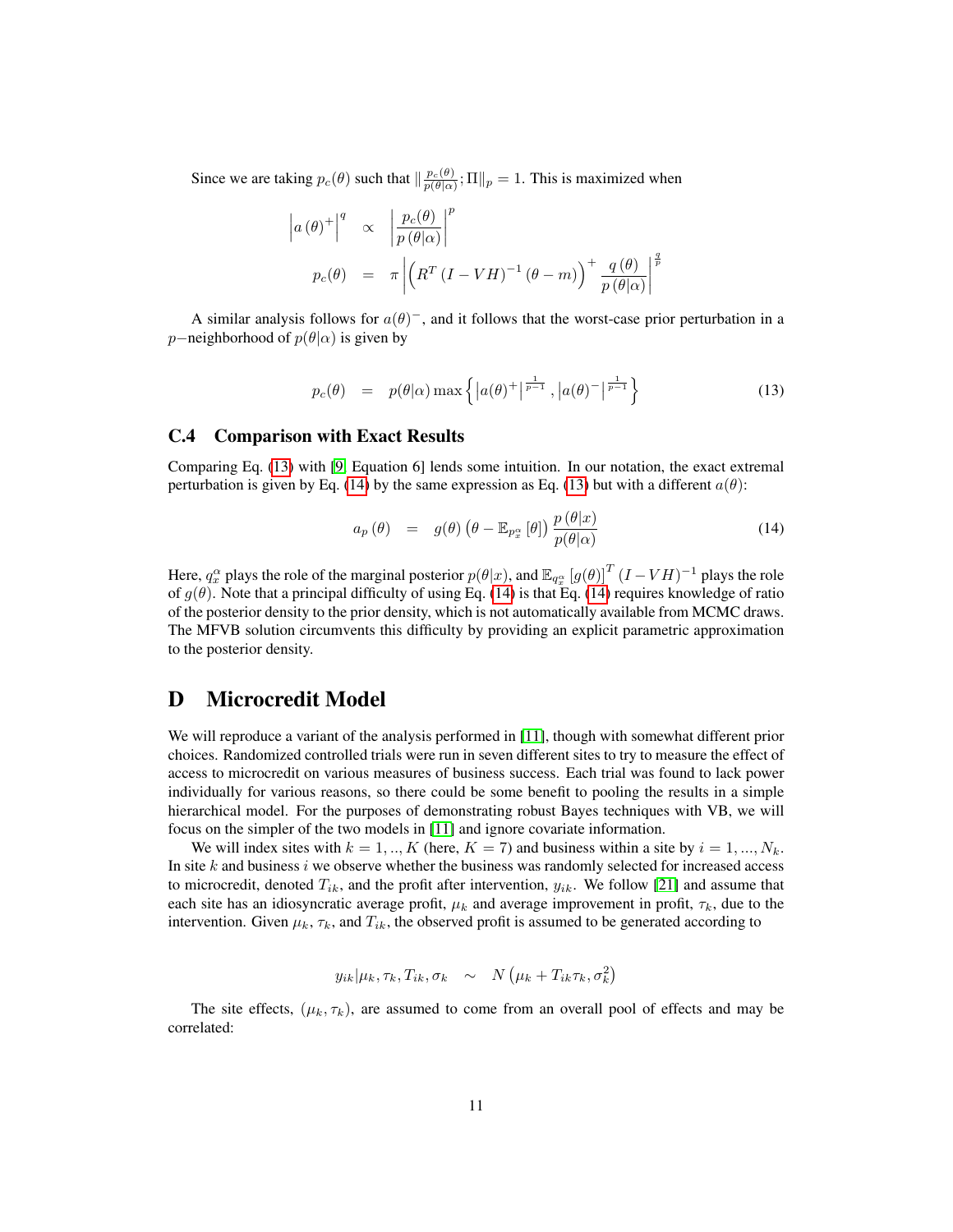Since we are taking $p_c(\theta)$ such that $\| \frac{p_c(\theta)}{p(\theta|\alpha)}; \Pi \|_p = 1$. This is maximized when

$$
\begin{aligned}
\left| a\left(\theta\right)^{+} \right|^{q} & \propto & \left| \frac{p_c(\theta)}{p\left(\theta|\alpha\right)} \right|^{p} \\
p_c(\theta) & = & \pi \left| \left( R^T \left(I - VH\right)^{-1} \left(\theta - m\right) \right)^{+} \frac{q\left(\theta\right)}{p\left(\theta|\alpha\right)} \right|^{\frac{q}{p}}
\end{aligned}
$$

A similar analysis follows for $a(\theta)^{-}$, and it follows that the worst-case prior perturbation in a $p-$neighborhood of $p(\theta|\alpha)$ is given by

$$
p_c(\theta) \quad = \quad p(\theta|\alpha) \max \left\{ \left| a(\theta)^{+} \right|^{\frac{1}{p-1}}, \left| a(\theta)^{-} \right|^{\frac{1}{p-1}} \right\} \tag{13}
$$

### C.4 Comparison with Exact Results

Comparing Eq. (13) with [9, Equation 6] lends some intuition. In our notation, the exact extremal perturbation is given by Eq. (14) by the same expression as Eq. (13) but with a different $a(\theta)$:

$$
a_p\left(\theta\right) \quad = \quad g(\theta) \left(\theta - \mathbb{E}_{p_x^\alpha}\left[\theta\right]\right) \frac{p\left(\theta|x\right)}{p(\theta|\alpha)} \tag{14}
$$

Here, $q_x^\alpha$ plays the role of the marginal posterior $p(\theta|x)$, and $\mathbb{E}_{q_x^\alpha}\left[g(\theta)\right]^T \left(I - VH\right)^{-1}$ plays the role of $g(\theta)$. Note that a principal difficulty of using Eq. (14) is that Eq. (14) requires knowledge of ratio of the posterior density to the prior density, which is not automatically available from MCMC draws. The MFVB solution circumvents this difficulty by providing an explicit parametric approximation to the posterior density.

## D Microcredit Model

We will reproduce a variant of the analysis performed in [11], though with somewhat different prior choices. Randomized controlled trials were run in seven different sites to try to measure the effect of access to microcredit on various measures of business success. Each trial was found to lack power individually for various reasons, so there could be some benefit to pooling the results in a simple hierarchical model. For the purposes of demonstrating robust Bayes techniques with VB, we will focus on the simpler of the two models in [11] and ignore covariate information.

We will index sites with $k = 1, .., K$ (here, $K = 7$) and business within a site by $i = 1, ..., N_k$. In site $k$ and business $i$ we observe whether the business was randomly selected for increased access to microcredit, denoted $T_{ik}$, and the profit after intervention, $y_{ik}$. We follow [21] and assume that each site has an idiosyncratic average profit, $\mu_k$ and average improvement in profit, $\tau_k$, due to the intervention. Given $\mu_k$, $\tau_k$, and $T_{ik}$, the observed profit is assumed to be generated according to

$$
y_{ik}|\mu_k, \tau_k, T_{ik}, \sigma_k \quad \sim \quad N\left(\mu_k + T_{ik}\tau_k, \sigma_k^2\right)
$$

The site effects, $(\mu_k, \tau_k)$, are assumed to come from an overall pool of effects and may be correlated: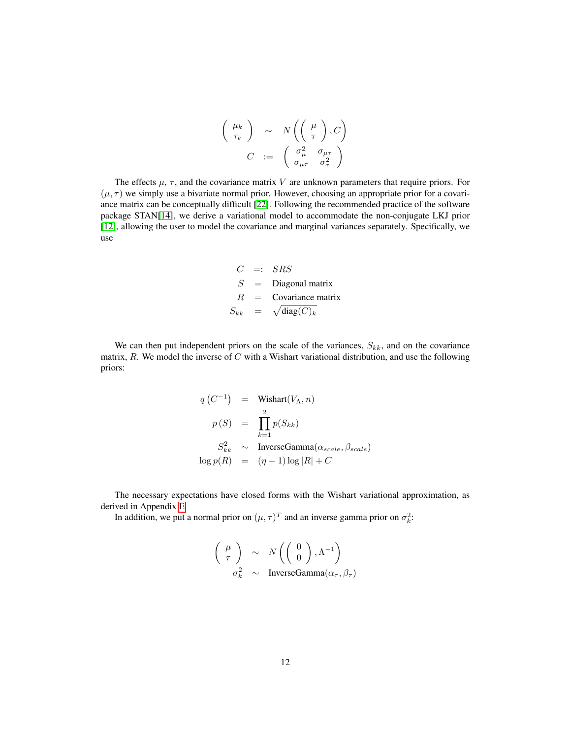$$
\begin{pmatrix} \mu_k \\ \tau_k \end{pmatrix} \sim N\left( \begin{pmatrix} \mu \\ \tau \end{pmatrix}, C \right)
$$

$$
C := \begin{pmatrix} \sigma_\mu^2 & \sigma_{\mu\tau} \\ \sigma_{\mu\tau} & \sigma_\tau^2 \end{pmatrix}
$$

The effects $\mu$, $\tau$, and the covariance matrix $V$ are unknown parameters that require priors. For $(\mu, \tau)$ we simply use a bivariate normal prior. However, choosing an appropriate prior for a covariance matrix can be conceptually difficult [22]. Following the recommended practice of the software package STAN[14], we derive a variational model to accommodate the non-conjugate LKJ prior [12], allowing the user to model the covariance and marginal variances separately. Specifically, we use

$$
\begin{aligned}
C &=: SRS \\
S &= \text{Diagonal matrix} \\
R &= \text{Covariance matrix} \\
S_{kk} &= \sqrt{\text{diag}(C)_k}
\end{aligned}
$$

We can then put independent priors on the scale of the variances, $S_{kk}$, and on the covariance matrix, $R$. We model the inverse of $C$ with a Wishart variational distribution, and use the following priors:

$$
\begin{aligned}
q\left(C^{-1}\right) &= \text{Wishart}(V_\Lambda, n) \\
p(S) &= \prod_{k=1}^{2} p(S_{kk}) \\
S_{kk}^2 &\sim \text{InverseGamma}(\alpha_{scale}, \beta_{scale}) \\
\log p(R) &= (\eta - 1)\log|R| + C
\end{aligned}
$$

The necessary expectations have closed forms with the Wishart variational approximation, as derived in Appendix E.

In addition, we put a normal prior on $(\mu, \tau)^T$ and an inverse gamma prior on $\sigma_k^2$:

$$
\begin{aligned}
\begin{pmatrix} \mu \\ \tau \end{pmatrix} &\sim N\left( \begin{pmatrix} 0 \\ 0 \end{pmatrix}, \Lambda^{-1} \right) \\
\sigma_k^2 &\sim \text{InverseGamma}(\alpha_\tau, \beta_\tau)
\end{aligned}
$$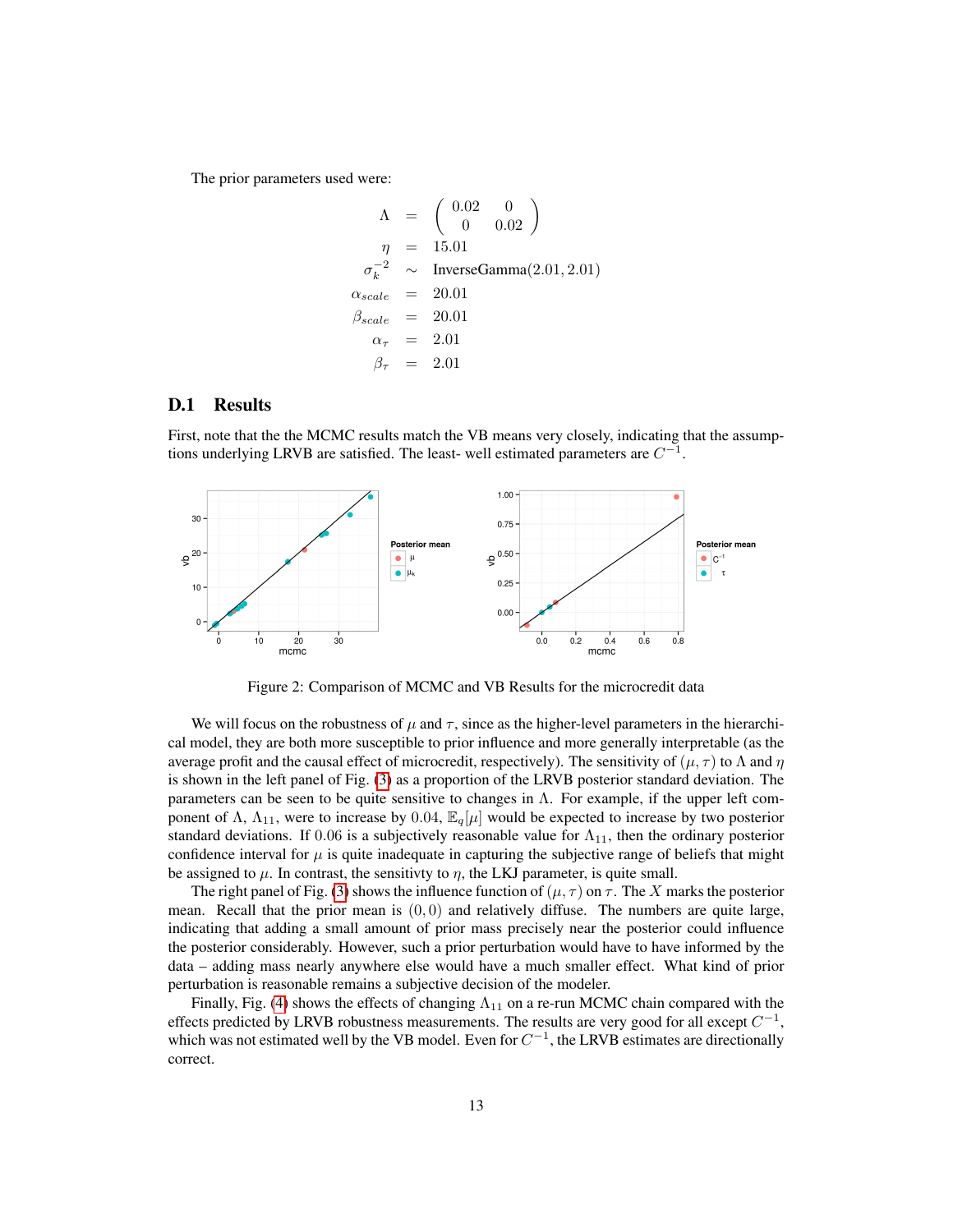The prior parameters used were:

$$
\begin{aligned}
\Lambda &= \begin{pmatrix} 0.02 & 0 \\ 0 & 0.02 \end{pmatrix} \\
\eta &= 15.01 \\
\sigma_k^{-2} &\sim \text{InverseGamma}(2.01, 2.01) \\
\alpha_{scale} &= 20.01 \\
\beta_{scale} &= 20.01 \\
\alpha_\tau &= 2.01 \\
\beta_\tau &= 2.01
\end{aligned}
$$

## D.1 Results

First, note that the the MCMC results match the VB means very closely, indicating that the assumptions underlying LRVB are satisfied. The least- well estimated parameters are $C^{-1}$.

vb
30
20
10
0
0
10
20
30
mcmc

Posterior mean
$\mu$
$\mu_k$

vb
1.00
0.75
0.50
0.25
0.00
0.0
0.2
0.4
0.6
0.8
mcmc

Posterior mean
$C^{-1}$
$\tau$

Figure 2: Comparison of MCMC and VB Results for the microcredit data

We will focus on the robustness of $\mu$ and $\tau$, since as the higher-level parameters in the hierarchical model, they are both more susceptible to prior influence and more generally interpretable (as the average profit and the causal effect of microcredit, respectively). The sensitivity of $(\mu, \tau)$ to $\Lambda$ and $\eta$ is shown in the left panel of Fig. (3) as a proportion of the LRVB posterior standard deviation. The parameters can be seen to be quite sensitive to changes in $\Lambda$. For example, if the upper left component of $\Lambda$, $\Lambda_{11}$, were to increase by $0.04$, $\mathbb{E}_q[\mu]$ would be expected to increase by two posterior standard deviations. If $0.06$ is a subjectively reasonable value for $\Lambda_{11}$, then the ordinary posterior confidence interval for $\mu$ is quite inadequate in capturing the subjective range of beliefs that might be assigned to $\mu$. In contrast, the sensitivty to $\eta$, the LKJ parameter, is quite small.

The right panel of Fig. (3) shows the influence function of $(\mu, \tau)$ on $\tau$. The $X$ marks the posterior mean. Recall that the prior mean is $(0, 0)$ and relatively diffuse. The numbers are quite large, indicating that adding a small amount of prior mass precisely near the posterior could influence the posterior considerably. However, such a prior perturbation would have to have informed by the data – adding mass nearly anywhere else would have a much smaller effect. What kind of prior perturbation is reasonable remains a subjective decision of the modeler.

Finally, Fig. (4) shows the effects of changing $\Lambda_{11}$ on a re-run MCMC chain compared with the effects predicted by LRVB robustness measurements. The results are very good for all except $C^{-1}$, which was not estimated well by the VB model. Even for $C^{-1}$, the LRVB estimates are directionally correct.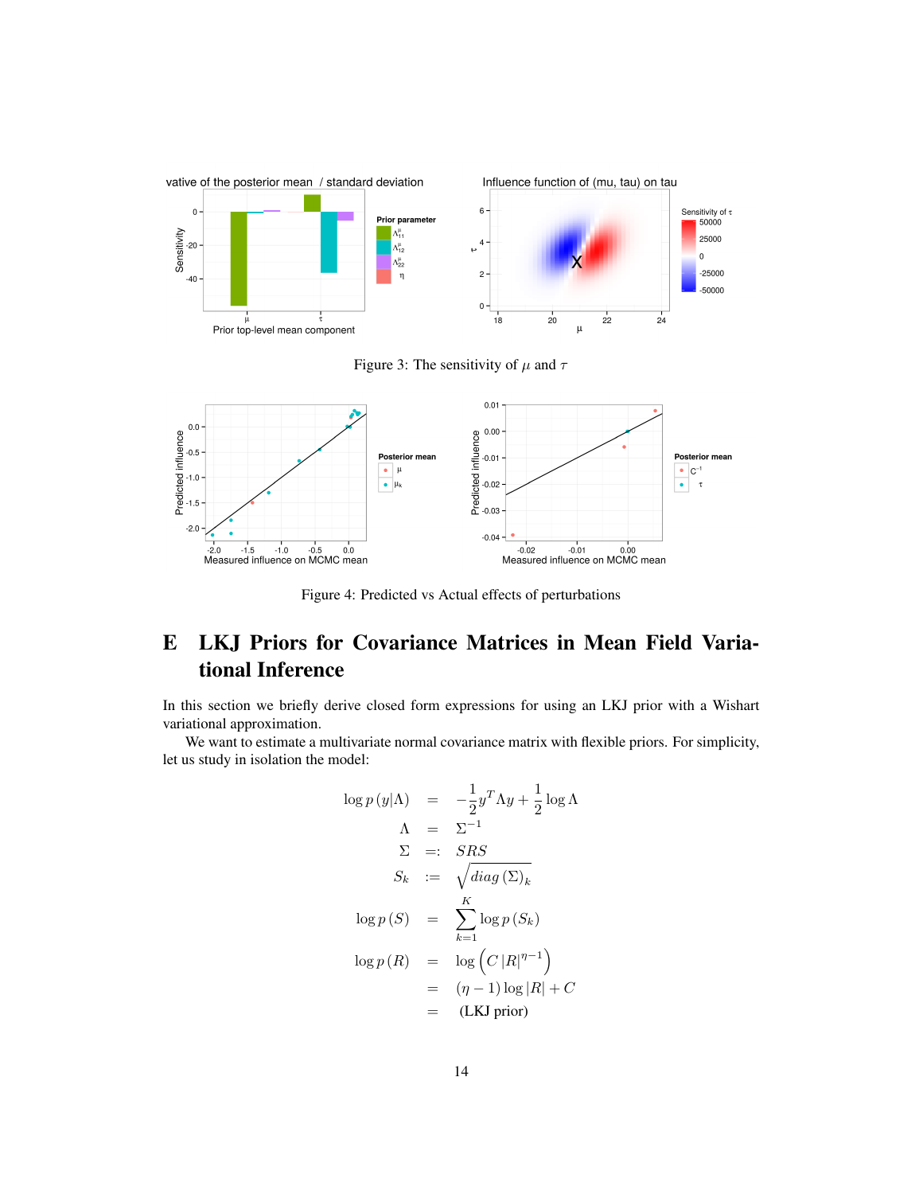vative of the posterior mean / standard deviation

Sensitivity

0

20

-40

μ

τ

Prior top-level mean component

Prior parameter

$\Lambda_{11}^{\mu}$

$\Lambda_{12}^{\mu}$

$\Lambda_{22}^{\mu}$

η

Influence function of (mu, tau) on tau

τ

6

4

2

0

18

20

22

24

μ

Sensitivity of τ

50000

25000

0

-25000

-50000

Figure 3: The sensitivity of $\mu$ and $\tau$

Predicted influence

0.0

-0.5

-1.0

-1.5

-2.0

-2.0

-1.5

-1.0

-0.5

0.0

Measured influence on MCMC mean

Posterior mean

μ

$\mu_k$

Predicted influence

0.01

0.00

-0.01

-0.02

-0.03

-0.04

-0.02

-0.01

0.00

Measured influence on MCMC mean

Posterior mean

$C^{-1}$

τ

Figure 4: Predicted vs Actual effects of perturbations

# E LKJ Priors for Covariance Matrices in Mean Field Variational Inference

In this section we briefly derive closed form expressions for using an LKJ prior with a Wishart variational approximation.

We want to estimate a multivariate normal covariance matrix with flexible priors. For simplicity, let us study in isolation the model:

$$
\begin{aligned}
\log p(y|\Lambda) &= -\frac{1}{2}y^T\Lambda y + \frac{1}{2}\log\Lambda \\
\Lambda &= \Sigma^{-1} \\
\Sigma &=: SRS \\
S_k &:= \sqrt{diag(\Sigma)_k} \\
\log p(S) &= \sum_{k=1}^{K}\log p(S_k) \\
\log p(R) &= \log\left(C\,|R|^{\eta-1}\right) \\
&= (\eta-1)\log|R| + C \\
&= \text{(LKJ prior)}
\end{aligned}
$$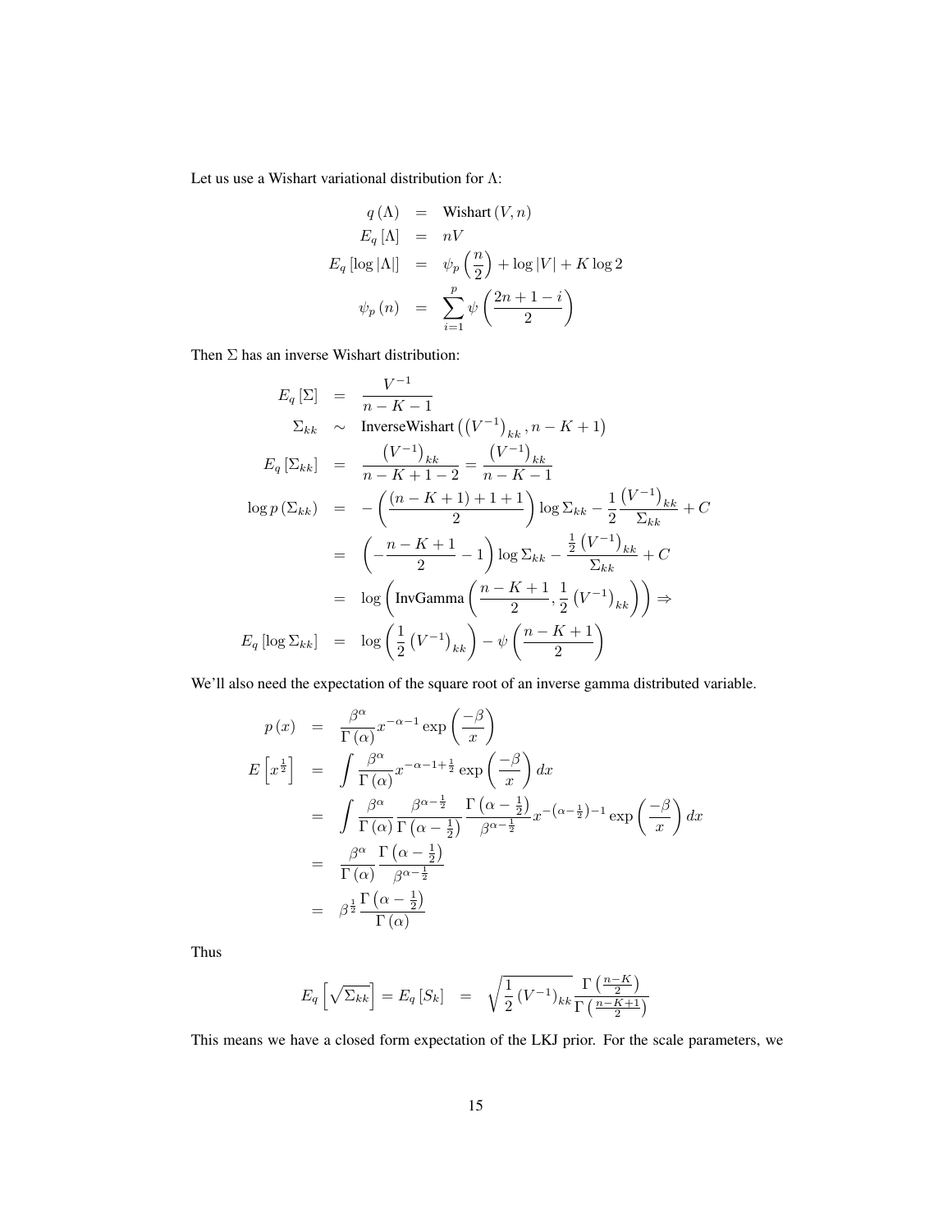Let us use a Wishart variational distribution for $\Lambda$:

$$
\begin{aligned}
q(\Lambda) &= \text{Wishart}(V, n) \\
E_q[\Lambda] &= nV \\
E_q[\log|\Lambda|] &= \psi_p\left(\frac{n}{2}\right) + \log|V| + K\log 2 \\
\psi_p(n) &= \sum_{i=1}^{p} \psi\left(\frac{2n+1-i}{2}\right)
\end{aligned}
$$

Then $\Sigma$ has an inverse Wishart distribution:

$$
\begin{aligned}
E_q[\Sigma] &= \frac{V^{-1}}{n-K-1} \\
\Sigma_{kk} &\sim \text{InverseWishart}\left(\left(V^{-1}\right)_{kk}, n-K+1\right) \\
E_q[\Sigma_{kk}] &= \frac{\left(V^{-1}\right)_{kk}}{n-K+1-2} = \frac{\left(V^{-1}\right)_{kk}}{n-K-1} \\
\log p(\Sigma_{kk}) &= -\left(\frac{(n-K+1)+1+1}{2}\right)\log\Sigma_{kk} - \frac{1}{2}\frac{\left(V^{-1}\right)_{kk}}{\Sigma_{kk}} + C \\
&= \left(-\frac{n-K+1}{2} - 1\right)\log\Sigma_{kk} - \frac{\frac{1}{2}\left(V^{-1}\right)_{kk}}{\Sigma_{kk}} + C \\
&= \log\left(\text{InvGamma}\left(\frac{n-K+1}{2}, \frac{1}{2}\left(V^{-1}\right)_{kk}\right)\right) \Rightarrow \\
E_q[\log\Sigma_{kk}] &= \log\left(\frac{1}{2}\left(V^{-1}\right)_{kk}\right) - \psi\left(\frac{n-K+1}{2}\right)
\end{aligned}
$$

We'll also need the expectation of the square root of an inverse gamma distributed variable.

$$
\begin{aligned}
p(x) &= \frac{\beta^{\alpha}}{\Gamma(\alpha)} x^{-\alpha-1}\exp\left(\frac{-\beta}{x}\right) \\
E\left[x^{\frac{1}{2}}\right] &= \int \frac{\beta^{\alpha}}{\Gamma(\alpha)} x^{-\alpha-1+\frac{1}{2}}\exp\left(\frac{-\beta}{x}\right)dx \\
&= \int \frac{\beta^{\alpha}}{\Gamma(\alpha)} \frac{\beta^{\alpha-\frac{1}{2}}}{\Gamma\left(\alpha-\frac{1}{2}\right)} \frac{\Gamma\left(\alpha-\frac{1}{2}\right)}{\beta^{\alpha-\frac{1}{2}}} x^{-\left(\alpha-\frac{1}{2}\right)-1}\exp\left(\frac{-\beta}{x}\right)dx \\
&= \frac{\beta^{\alpha}}{\Gamma(\alpha)} \frac{\Gamma\left(\alpha-\frac{1}{2}\right)}{\beta^{\alpha-\frac{1}{2}}} \\
&= \beta^{\frac{1}{2}} \frac{\Gamma\left(\alpha-\frac{1}{2}\right)}{\Gamma(\alpha)}
\end{aligned}
$$

Thus

$$
E_q\left[\sqrt{\Sigma_{kk}}\right] = E_q[S_k] = \sqrt{\frac{1}{2}\left(V^{-1}\right)_{kk}} \frac{\Gamma\left(\frac{n-K}{2}\right)}{\Gamma\left(\frac{n-K+1}{2}\right)}
$$

This means we have a closed form expectation of the LKJ prior. For the scale parameters, we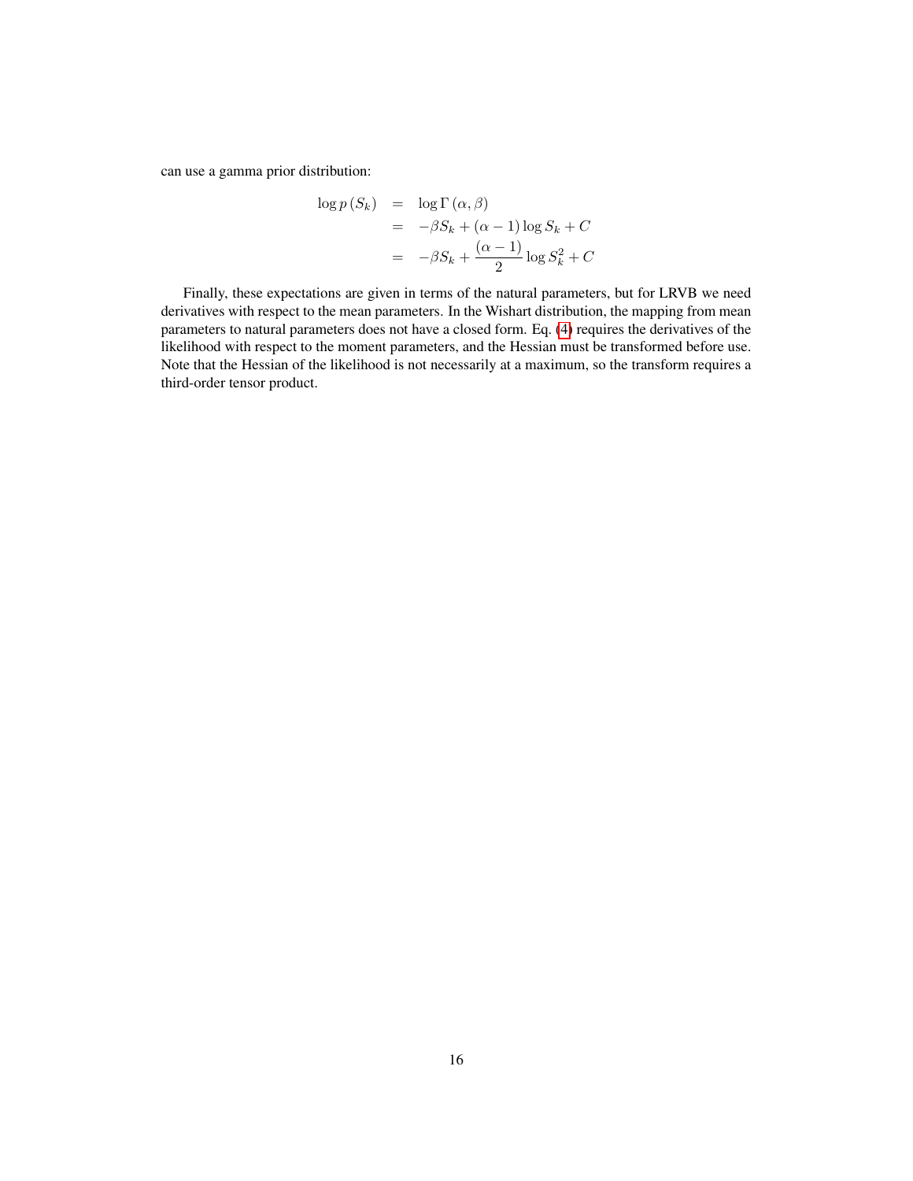can use a gamma prior distribution:

$$
\begin{aligned}
\log p\left(S_k\right) &= \log \Gamma\left(\alpha, \beta\right) \\
&= -\beta S_k + (\alpha - 1) \log S_k + C \\
&= -\beta S_k + \frac{(\alpha - 1)}{2} \log S_k^2 + C
\end{aligned}
$$

Finally, these expectations are given in terms of the natural parameters, but for LRVB we need derivatives with respect to the mean parameters. In the Wishart distribution, the mapping from mean parameters to natural parameters does not have a closed form. Eq. (4) requires the derivatives of the likelihood with respect to the moment parameters, and the Hessian must be transformed before use. Note that the Hessian of the likelihood is not necessarily at a maximum, so the transform requires a third-order tensor product.